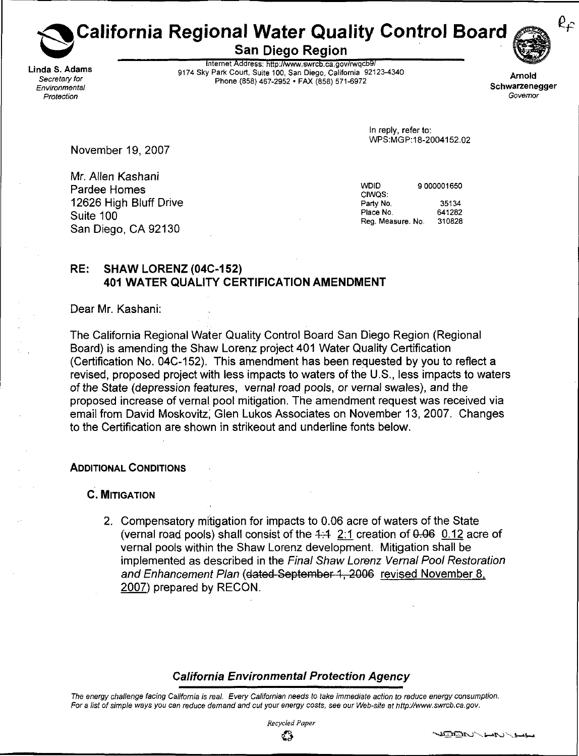# California Regional Water Quality Control Board

## San Diego Region

**Linda S. Adams**
*Secretary for Environmental Protection*

Internet Address: http://www.swrcb.ca.gov/rwqcb9/
9174 Sky Park Court, Suite 100, San Diego, California 92123-4340
Phone (858) 467-2952 • FAX (858) 571-6972

**Arnold Schwarzenegger**
*Governor*

In reply, refer to:
WPS:MGP:18-2004152.02

November 19, 2007

Mr. Allen Kashani
Pardee Homes
12626 High Bluff Drive
Suite 100
San Diego, CA 92130

| | |
|---|---|
| WDID | 9 000001650 |
| CIWQS: | |
| Party No. | 35134 |
| Place No. | 641282 |
| Reg. Measure. No. | 310828 |

**RE: SHAW LORENZ (04C-152)**
**401 WATER QUALITY CERTIFICATION AMENDMENT**

Dear Mr. Kashani:

The California Regional Water Quality Control Board San Diego Region (Regional Board) is amending the Shaw Lorenz project 401 Water Quality Certification (Certification No. 04C-152). This amendment has been requested by you to reflect a revised, proposed project with less impacts to waters of the U.S., less impacts to waters of the State (depression features, vernal road pools, or vernal swales), and the proposed increase of vernal pool mitigation. The amendment request was received via email from David Moskovitz, Glen Lukos Associates on November 13, 2007. Changes to the Certification are shown in strikeout and underline fonts below.

### ADDITIONAL CONDITIONS

#### C. MITIGATION

2. Compensatory mitigation for impacts to 0.06 acre of waters of the State (vernal road pools) shall consist of the ~~1:1~~ <u>2:1</u> creation of ~~0.06~~ <u>0.12</u> acre of vernal pools within the Shaw Lorenz development. Mitigation shall be implemented as described in the *Final Shaw Lorenz Vernal Pool Restoration and Enhancement Plan* (~~dated September 1, 2006~~ <u>revised November 8, 2007</u>) prepared by RECON.

***California Environmental Protection Agency***

*The energy challenge facing California is real. Every Californian needs to take immediate action to reduce energy consumption. For a list of simple ways you can reduce demand and cut your energy costs, see our Web-site at http://www.swrcb.ca.gov.*

*Recycled Paper*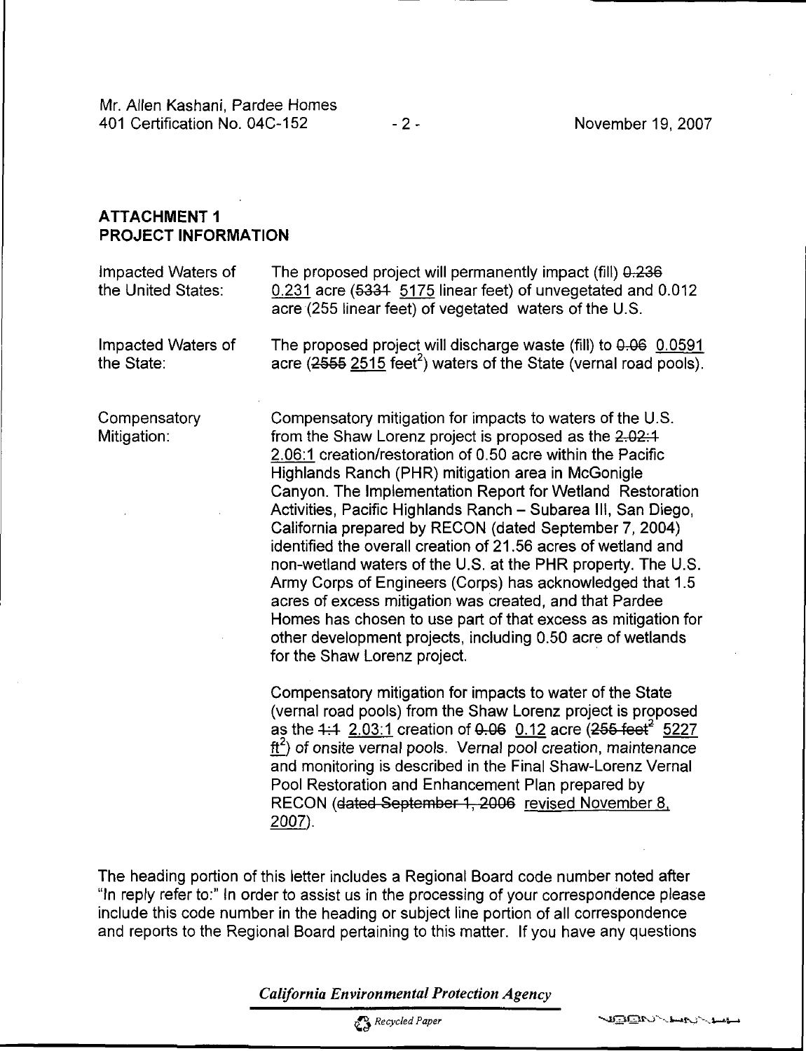## ATTACHMENT 1
## PROJECT INFORMATION

| | |
|---|---|
| Impacted Waters of the United States: | The proposed project will permanently impact (fill) ~~0.236~~ 0.231 acre (~~5331~~ 5175 linear feet) of unvegetated and 0.012 acre (255 linear feet) of vegetated waters of the U.S. |
| Impacted Waters of the State: | The proposed project will discharge waste (fill) to ~~0.06~~ 0.0591 acre (~~2555~~ 2515 feet$^2$) waters of the State (vernal road pools). |
| Compensatory Mitigation: | Compensatory mitigation for impacts to waters of the U.S. from the Shaw Lorenz project is proposed as the ~~2.02:1~~ 2.06:1 creation/restoration of 0.50 acre within the Pacific Highlands Ranch (PHR) mitigation area in McGonigle Canyon. The Implementation Report for Wetland Restoration Activities, Pacific Highlands Ranch – Subarea III, San Diego, California prepared by RECON (dated September 7, 2004) identified the overall creation of 21.56 acres of wetland and non-wetland waters of the U.S. at the PHR property. The U.S. Army Corps of Engineers (Corps) has acknowledged that 1.5 acres of excess mitigation was created, and that Pardee Homes has chosen to use part of that excess as mitigation for other development projects, including 0.50 acre of wetlands for the Shaw Lorenz project.<br><br>Compensatory mitigation for impacts to water of the State (vernal road pools) from the Shaw Lorenz project is proposed as the ~~1:1~~ 2.03:1 creation of ~~0.06~~ 0.12 acre (~~255 feet$^2$~~ 5227 ft$^2$) of onsite vernal pools. *Vernal pool creation, maintenance and monitoring is described in the Final Shaw-Lorenz Vernal Pool Restoration and Enhancement Plan prepared by RECON* (~~dated September 1, 2006~~ revised November 8, 2007). |

The heading portion of this letter includes a Regional Board code number noted after "In reply refer to:" In order to assist us in the processing of your correspondence please include this code number in the heading or subject line portion of all correspondence and reports to the Regional Board pertaining to this matter. If you have any questions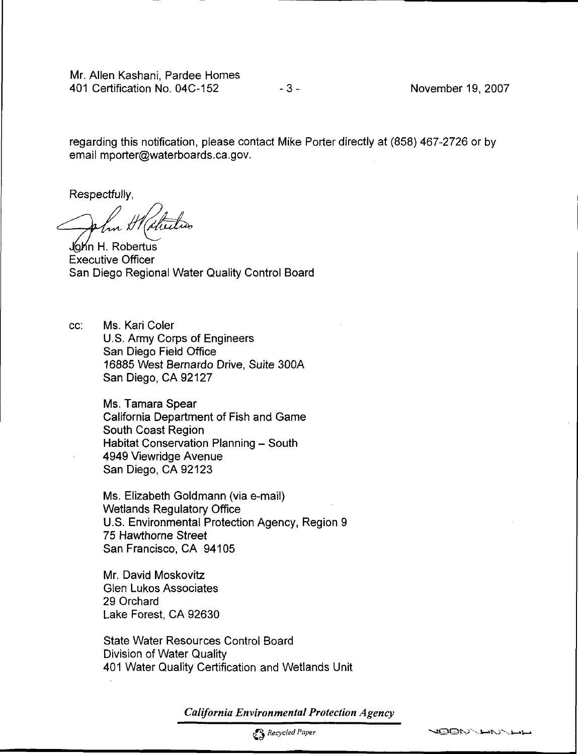regarding this notification, please contact Mike Porter directly at (858) 467-2726 or by email mporter@waterboards.ca.gov.

Respectfully,

John H. Robertus
Executive Officer
San Diego Regional Water Quality Control Board

cc: Ms. Kari Coler
U.S. Army Corps of Engineers
San Diego Field Office
16885 West Bernardo Drive, Suite 300A
San Diego, CA 92127

Ms. Tamara Spear
California Department of Fish and Game
South Coast Region
Habitat Conservation Planning – South
4949 Viewridge Avenue
San Diego, CA 92123

Ms. Elizabeth Goldmann (via e-mail)
Wetlands Regulatory Office
U.S. Environmental Protection Agency, Region 9
75 Hawthorne Street
San Francisco, CA 94105

Mr. David Moskovitz
Glen Lukos Associates
29 Orchard
Lake Forest, CA 92630

State Water Resources Control Board
Division of Water Quality
401 Water Quality Certification and Wetlands Unit

*California Environmental Protection Agency*

*Recycled Paper*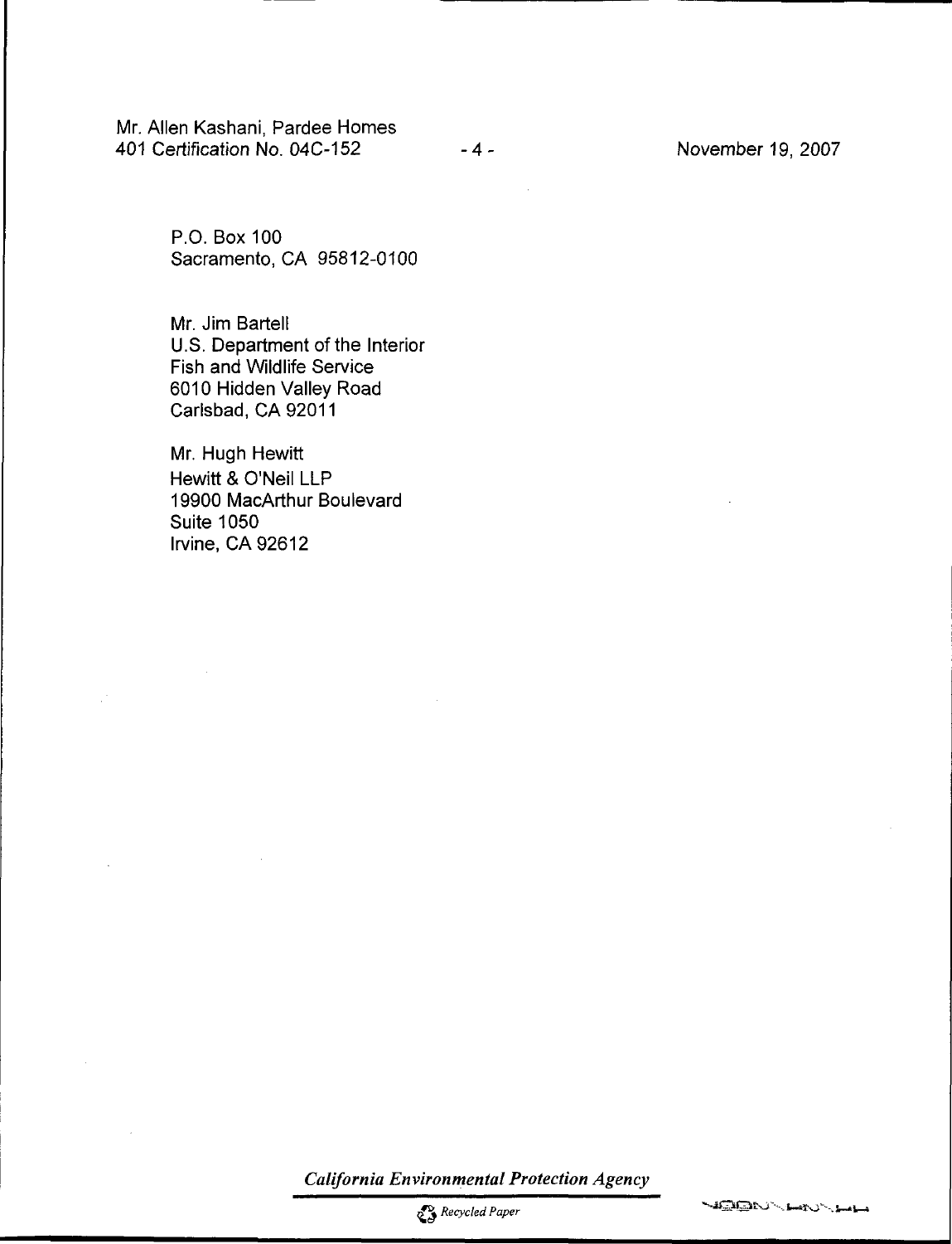P.O. Box 100
Sacramento, CA 95812-0100

Mr. Jim Bartell
U.S. Department of the Interior
Fish and Wildlife Service
6010 Hidden Valley Road
Carlsbad, CA 92011

Mr. Hugh Hewitt
Hewitt & O'Neil LLP
19900 MacArthur Boulevard
Suite 1050
Irvine, CA 92612